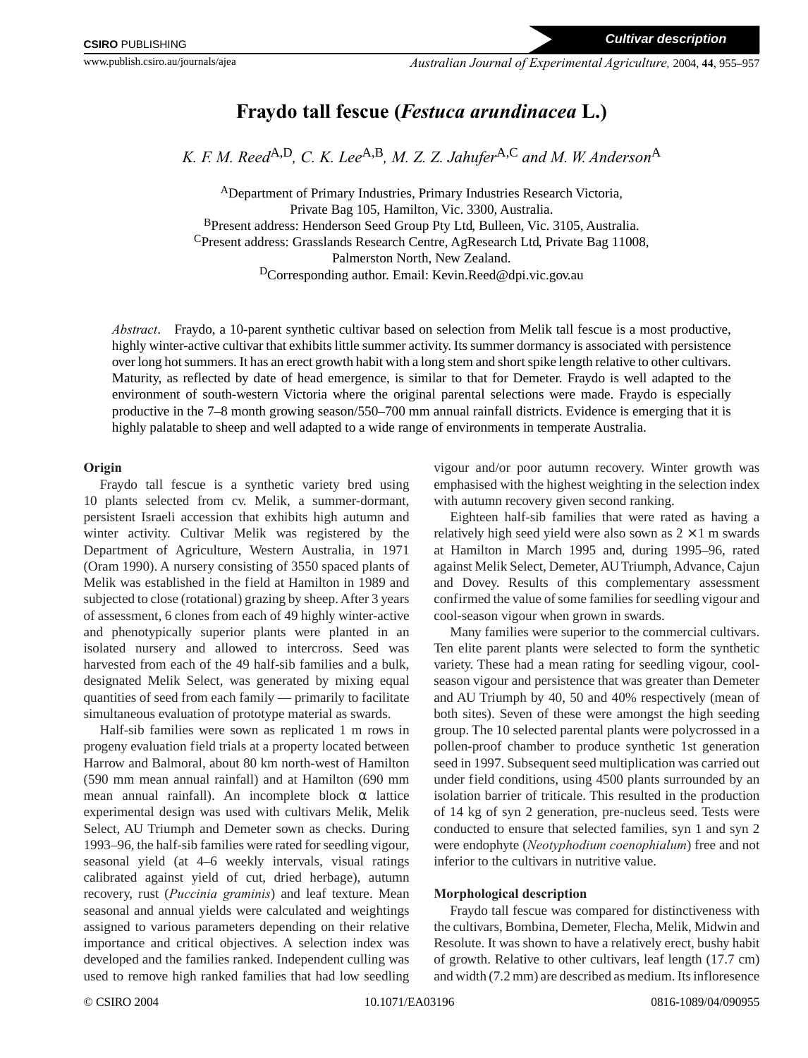Cultivar description

# Fraydo tall fescue (*Festuca arundinacea* L.)

*K. F. M. Reed*[A,D], *C. K. Lee*[A,B], *M. Z. Z. Jahufer*[A,C] *and M. W. Anderson*[A]

[A]Department of Primary Industries, Primary Industries Research Victoria, Private Bag 105, Hamilton, Vic. 3300, Australia.
[B]Present address: Henderson Seed Group Pty Ltd, Bulleen, Vic. 3105, Australia.
[C]Present address: Grasslands Research Centre, AgResearch Ltd, Private Bag 11008, Palmerston North, New Zealand.
[D]Corresponding author. Email: Kevin.Reed@dpi.vic.gov.au

*Abstract*. Fraydo, a 10-parent synthetic cultivar based on selection from Melik tall fescue is a most productive, highly winter-active cultivar that exhibits little summer activity. Its summer dormancy is associated with persistence over long hot summers. It has an erect growth habit with a long stem and short spike length relative to other cultivars. Maturity, as reflected by date of head emergence, is similar to that for Demeter. Fraydo is well adapted to the environment of south-western Victoria where the original parental selections were made. Fraydo is especially productive in the 7–8 month growing season/550–700 mm annual rainfall districts. Evidence is emerging that it is highly palatable to sheep and well adapted to a wide range of environments in temperate Australia.

## Origin

Fraydo tall fescue is a synthetic variety bred using 10 plants selected from cv. Melik, a summer-dormant, persistent Israeli accession that exhibits high autumn and winter activity. Cultivar Melik was registered by the Department of Agriculture, Western Australia, in 1971 (Oram 1990). A nursery consisting of 3550 spaced plants of Melik was established in the field at Hamilton in 1989 and subjected to close (rotational) grazing by sheep. After 3 years of assessment, 6 clones from each of 49 highly winter-active and phenotypically superior plants were planted in an isolated nursery and allowed to intercross. Seed was harvested from each of the 49 half-sib families and a bulk, designated Melik Select, was generated by mixing equal quantities of seed from each family — primarily to facilitate simultaneous evaluation of prototype material as swards.

Half-sib families were sown as replicated 1 m rows in progeny evaluation field trials at a property located between Harrow and Balmoral, about 80 km north-west of Hamilton (590 mm mean annual rainfall) and at Hamilton (690 mm mean annual rainfall). An incomplete block $\alpha$ lattice experimental design was used with cultivars Melik, Melik Select, AU Triumph and Demeter sown as checks. During 1993–96, the half-sib families were rated for seedling vigour, seasonal yield (at 4–6 weekly intervals, visual ratings calibrated against yield of cut, dried herbage), autumn recovery, rust (*Puccinia graminis*) and leaf texture. Mean seasonal and annual yields were calculated and weightings assigned to various parameters depending on their relative importance and critical objectives. A selection index was developed and the families ranked. Independent culling was used to remove high ranked families that had low seedling vigour and/or poor autumn recovery. Winter growth was emphasised with the highest weighting in the selection index with autumn recovery given second ranking.

Eighteen half-sib families that were rated as having a relatively high seed yield were also sown as $2 \times 1$ m swards at Hamilton in March 1995 and, during 1995–96, rated against Melik Select, Demeter, AU Triumph, Advance, Cajun and Dovey. Results of this complementary assessment confirmed the value of some families for seedling vigour and cool-season vigour when grown in swards.

Many families were superior to the commercial cultivars. Ten elite parent plants were selected to form the synthetic variety. These had a mean rating for seedling vigour, cool-season vigour and persistence that was greater than Demeter and AU Triumph by 40, 50 and 40% respectively (mean of both sites). Seven of these were amongst the high seeding group. The 10 selected parental plants were polycrossed in a pollen-proof chamber to produce synthetic 1st generation seed in 1997. Subsequent seed multiplication was carried out under field conditions, using 4500 plants surrounded by an isolation barrier of triticale. This resulted in the production of 14 kg of syn 2 generation, pre-nucleus seed. Tests were conducted to ensure that selected families, syn 1 and syn 2 were endophyte (*Neotyphodium coenophialum*) free and not inferior to the cultivars in nutritive value.

## Morphological description

Fraydo tall fescue was compared for distinctiveness with the cultivars, Bombina, Demeter, Flecha, Melik, Midwin and Resolute. It was shown to have a relatively erect, bushy habit of growth. Relative to other cultivars, leaf length (17.7 cm) and width (7.2 mm) are described as medium. Its infloresence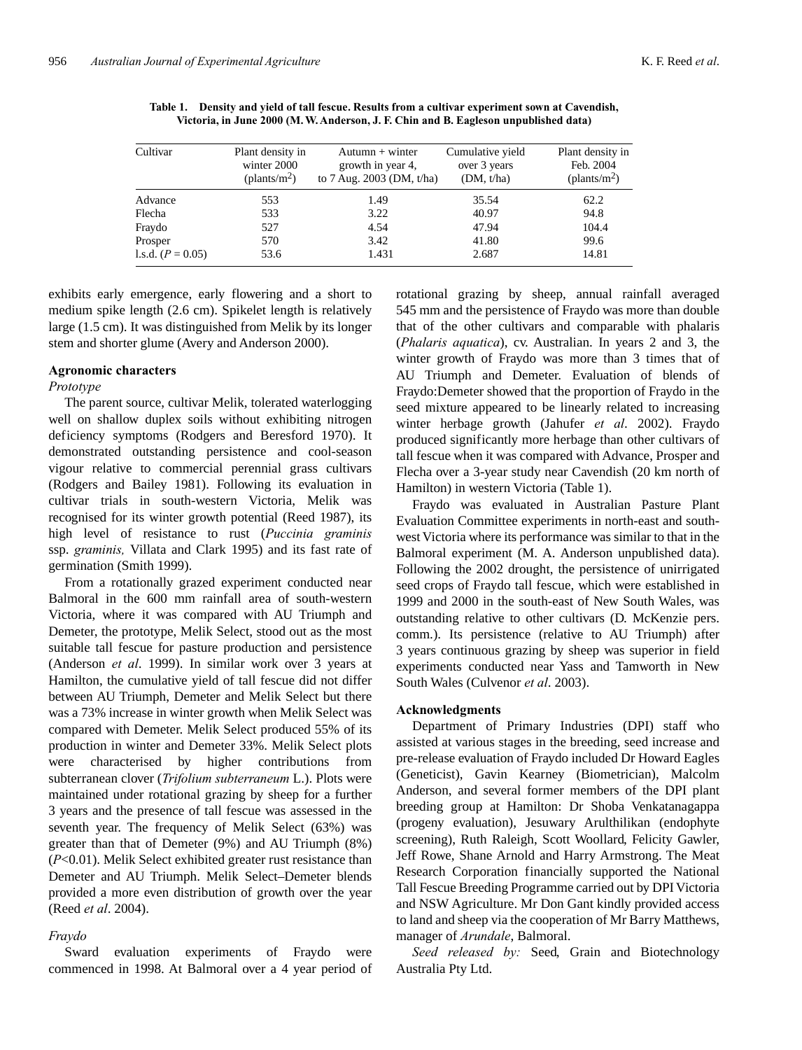**Table 1. Density and yield of tall fescue. Results from a cultivar experiment sown at Cavendish, Victoria, in June 2000 (M. W. Anderson, J. F. Chin and B. Eagleson unpublished data)**

| Cultivar | Plant density in winter 2000 (plants/m$^2$) | Autumn + winter growth in year 4, to 7 Aug. 2003 (DM, t/ha) | Cumulative yield over 3 years (DM, t/ha) | Plant density in Feb. 2004 (plants/m$^2$) |
|---|---|---|---|---|
| Advance | 553 | 1.49 | 35.54 | 62.2 |
| Flecha | 533 | 3.22 | 40.97 | 94.8 |
| Fraydo | 527 | 4.54 | 47.94 | 104.4 |
| Prosper | 570 | 3.42 | 41.80 | 99.6 |
| l.s.d. ($P = 0.05$) | 53.6 | 1.431 | 2.687 | 14.81 |

exhibits early emergence, early flowering and a short to medium spike length (2.6 cm). Spikelet length is relatively large (1.5 cm). It was distinguished from Melik by its longer stem and shorter glume (Avery and Anderson 2000).

### Agronomic characters

*Prototype*

The parent source, cultivar Melik, tolerated waterlogging well on shallow duplex soils without exhibiting nitrogen deficiency symptoms (Rodgers and Beresford 1970). It demonstrated outstanding persistence and cool-season vigour relative to commercial perennial grass cultivars (Rodgers and Bailey 1981). Following its evaluation in cultivar trials in south-western Victoria, Melik was recognised for its winter growth potential (Reed 1987), its high level of resistance to rust (*Puccinia graminis* ssp. *graminis,* Villata and Clark 1995) and its fast rate of germination (Smith 1999).

From a rotationally grazed experiment conducted near Balmoral in the 600 mm rainfall area of south-western Victoria, where it was compared with AU Triumph and Demeter, the prototype, Melik Select, stood out as the most suitable tall fescue for pasture production and persistence (Anderson *et al*. 1999). In similar work over 3 years at Hamilton, the cumulative yield of tall fescue did not differ between AU Triumph, Demeter and Melik Select but there was a 73% increase in winter growth when Melik Select was compared with Demeter. Melik Select produced 55% of its production in winter and Demeter 33%. Melik Select plots were characterised by higher contributions from subterranean clover (*Trifolium subterraneum* L.). Plots were maintained under rotational grazing by sheep for a further 3 years and the presence of tall fescue was assessed in the seventh year. The frequency of Melik Select (63%) was greater than that of Demeter (9%) and AU Triumph (8%) ($P$<0.01). Melik Select exhibited greater rust resistance than Demeter and AU Triumph. Melik Select–Demeter blends provided a more even distribution of growth over the year (Reed *et al*. 2004).

*Fraydo*

Sward evaluation experiments of Fraydo were commenced in 1998. At Balmoral over a 4 year period of rotational grazing by sheep, annual rainfall averaged 545 mm and the persistence of Fraydo was more than double that of the other cultivars and comparable with phalaris (*Phalaris aquatica*), cv. Australian. In years 2 and 3, the winter growth of Fraydo was more than 3 times that of AU Triumph and Demeter. Evaluation of blends of Fraydo:Demeter showed that the proportion of Fraydo in the seed mixture appeared to be linearly related to increasing winter herbage growth (Jahufer *et al*. 2002). Fraydo produced significantly more herbage than other cultivars of tall fescue when it was compared with Advance, Prosper and Flecha over a 3-year study near Cavendish (20 km north of Hamilton) in western Victoria (Table 1).

Fraydo was evaluated in Australian Pasture Plant Evaluation Committee experiments in north-east and south-west Victoria where its performance was similar to that in the Balmoral experiment (M. A. Anderson unpublished data). Following the 2002 drought, the persistence of unirrigated seed crops of Fraydo tall fescue, which were established in 1999 and 2000 in the south-east of New South Wales, was outstanding relative to other cultivars (D. McKenzie pers. comm.). Its persistence (relative to AU Triumph) after 3 years continuous grazing by sheep was superior in field experiments conducted near Yass and Tamworth in New South Wales (Culvenor *et al*. 2003).

### Acknowledgments

Department of Primary Industries (DPI) staff who assisted at various stages in the breeding, seed increase and pre-release evaluation of Fraydo included Dr Howard Eagles (Geneticist), Gavin Kearney (Biometrician), Malcolm Anderson, and several former members of the DPI plant breeding group at Hamilton: Dr Shoba Venkatanagappa (progeny evaluation), Jesuwary Arulthilikan (endophyte screening), Ruth Raleigh, Scott Woollard, Felicity Gawler, Jeff Rowe, Shane Arnold and Harry Armstrong. The Meat Research Corporation financially supported the National Tall Fescue Breeding Programme carried out by DPI Victoria and NSW Agriculture. Mr Don Gant kindly provided access to land and sheep via the cooperation of Mr Barry Matthews, manager of *Arundale*, Balmoral.

*Seed released by:* Seed, Grain and Biotechnology Australia Pty Ltd.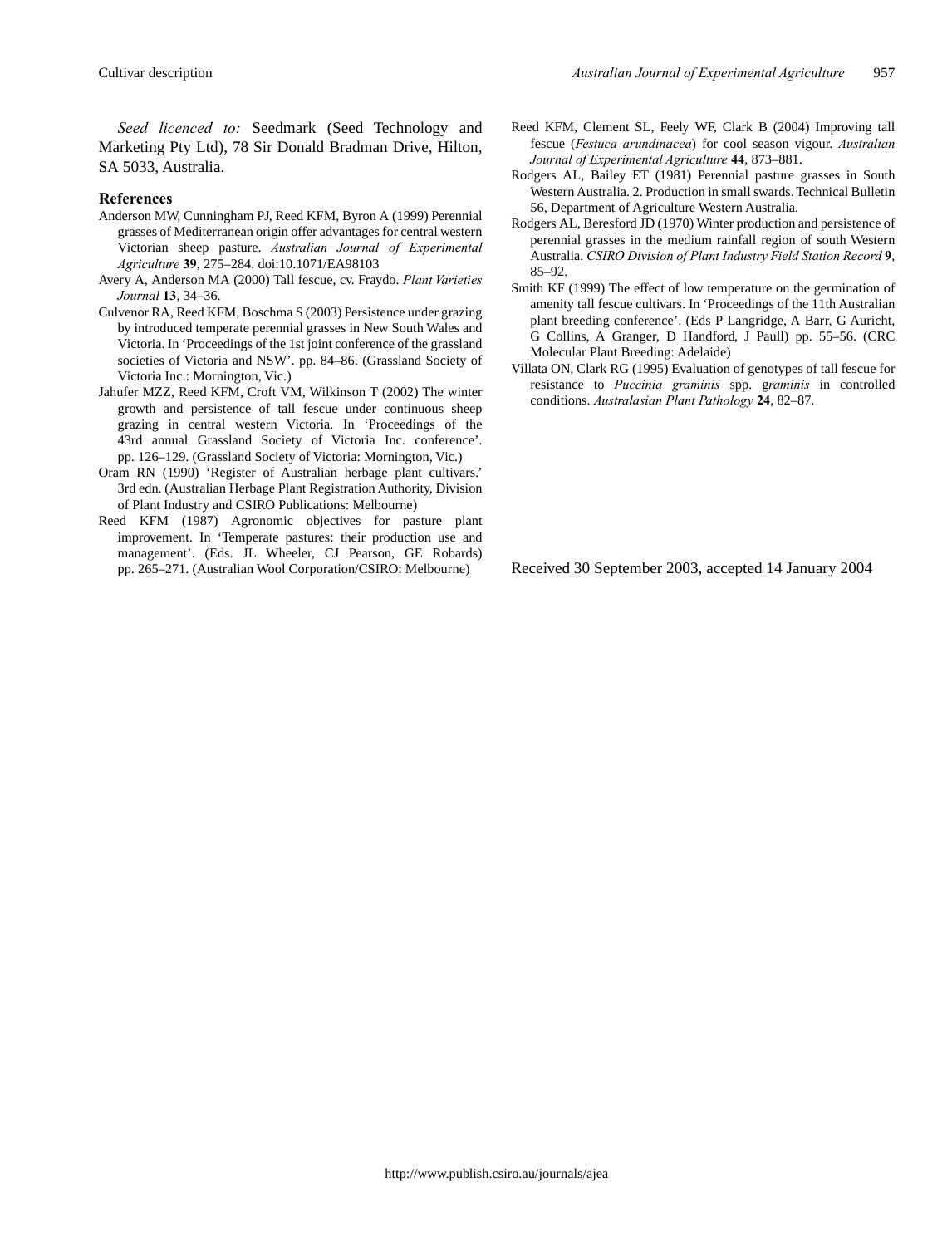*Seed licenced to:* Seedmark (Seed Technology and Marketing Pty Ltd), 78 Sir Donald Bradman Drive, Hilton, SA 5033, Australia.

## References

Anderson MW, Cunningham PJ, Reed KFM, Byron A (1999) Perennial grasses of Mediterranean origin offer advantages for central western Victorian sheep pasture. *Australian Journal of Experimental Agriculture* **39**, 275–284. doi:10.1071/EA98103

Avery A, Anderson MA (2000) Tall fescue, cv. Fraydo. *Plant Varieties Journal* **13**, 34–36.

Culvenor RA, Reed KFM, Boschma S (2003) Persistence under grazing by introduced temperate perennial grasses in New South Wales and Victoria. In 'Proceedings of the 1st joint conference of the grassland societies of Victoria and NSW'. pp. 84–86. (Grassland Society of Victoria Inc.: Mornington, Vic.)

Jahufer MZZ, Reed KFM, Croft VM, Wilkinson T (2002) The winter growth and persistence of tall fescue under continuous sheep grazing in central western Victoria. In 'Proceedings of the 43rd annual Grassland Society of Victoria Inc. conference'. pp. 126–129. (Grassland Society of Victoria: Mornington, Vic.)

Oram RN (1990) 'Register of Australian herbage plant cultivars.' 3rd edn. (Australian Herbage Plant Registration Authority, Division of Plant Industry and CSIRO Publications: Melbourne)

Reed KFM (1987) Agronomic objectives for pasture plant improvement. In 'Temperate pastures: their production use and management'. (Eds. JL Wheeler, CJ Pearson, GE Robards) pp. 265–271. (Australian Wool Corporation/CSIRO: Melbourne)

Reed KFM, Clement SL, Feely WF, Clark B (2004) Improving tall fescue (*Festuca arundinacea*) for cool season vigour. *Australian Journal of Experimental Agriculture* **44**, 873–881.

Rodgers AL, Bailey ET (1981) Perennial pasture grasses in South Western Australia. 2. Production in small swards. Technical Bulletin 56, Department of Agriculture Western Australia.

Rodgers AL, Beresford JD (1970) Winter production and persistence of perennial grasses in the medium rainfall region of south Western Australia. *CSIRO Division of Plant Industry Field Station Record* **9**, 85–92.

Smith KF (1999) The effect of low temperature on the germination of amenity tall fescue cultivars. In 'Proceedings of the 11th Australian plant breeding conference'. (Eds P Langridge, A Barr, G Auricht, G Collins, A Granger, D Handford, J Paull) pp. 55–56. (CRC Molecular Plant Breeding: Adelaide)

Villata ON, Clark RG (1995) Evaluation of genotypes of tall fescue for resistance to *Puccinia graminis* spp. *graminis* in controlled conditions. *Australasian Plant Pathology* **24**, 82–87.

Received 30 September 2003, accepted 14 January 2004